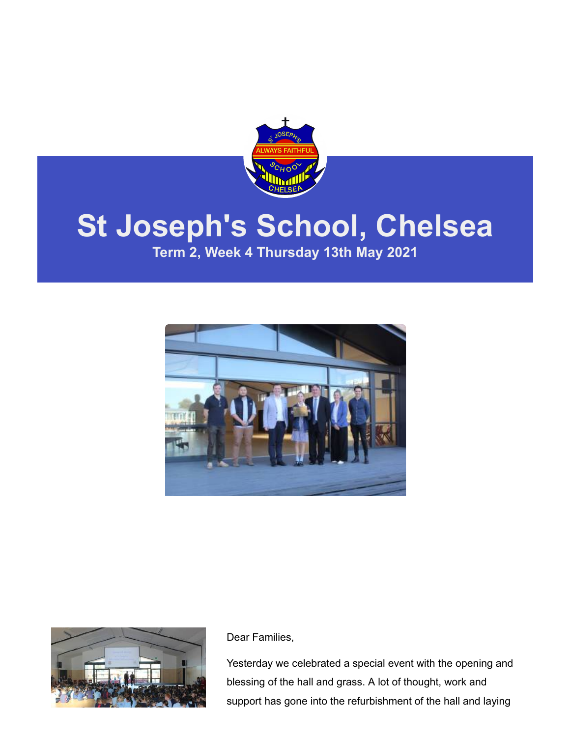# St Joseph's School, Chelsea

**Term 2, Week 4 Thursday 13th May 2021**

Dear Families,

Yesterday we celebrated a special event with the opening and blessing of the hall and grass. A lot of thought, work and support has gone into the refurbishment of the hall and laying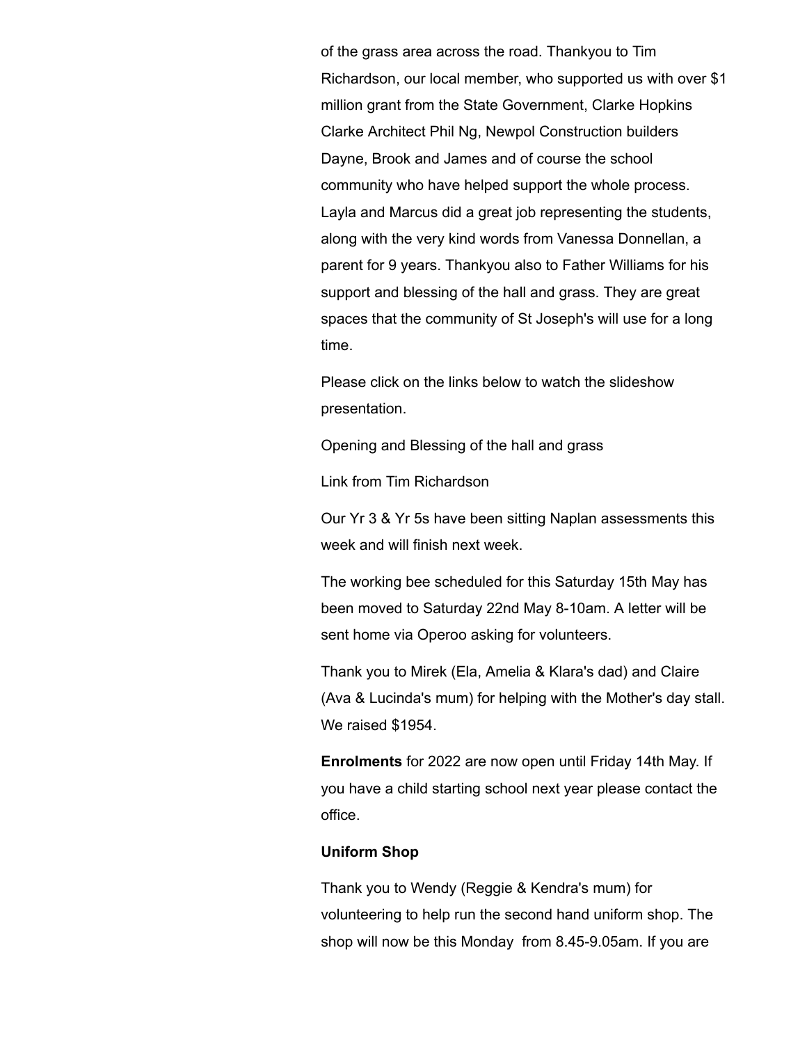of the grass area across the road. Thankyou to Tim Richardson, our local member, who supported us with over $1 million grant from the State Government, Clarke Hopkins Clarke Architect Phil Ng, Newpol Construction builders Dayne, Brook and James and of course the school community who have helped support the whole process. Layla and Marcus did a great job representing the students, along with the very kind words from Vanessa Donnellan, a parent for 9 years. Thankyou also to Father Williams for his support and blessing of the hall and grass. They are great spaces that the community of St Joseph's will use for a long time.

Please click on the links below to watch the slideshow presentation.

Opening and Blessing of the hall and grass

Link from Tim Richardson

Our Yr 3 & Yr 5s have been sitting Naplan assessments this week and will finish next week.

The working bee scheduled for this Saturday 15th May has been moved to Saturday 22nd May 8-10am. A letter will be sent home via Operoo asking for volunteers.

Thank you to Mirek (Ela, Amelia & Klara's dad) and Claire (Ava & Lucinda's mum) for helping with the Mother's day stall. We raised $1954.

**Enrolments** for 2022 are now open until Friday 14th May. If you have a child starting school next year please contact the office.

**Uniform Shop**

Thank you to Wendy (Reggie & Kendra's mum) for volunteering to help run the second hand uniform shop. The shop will now be this Monday from 8.45-9.05am. If you are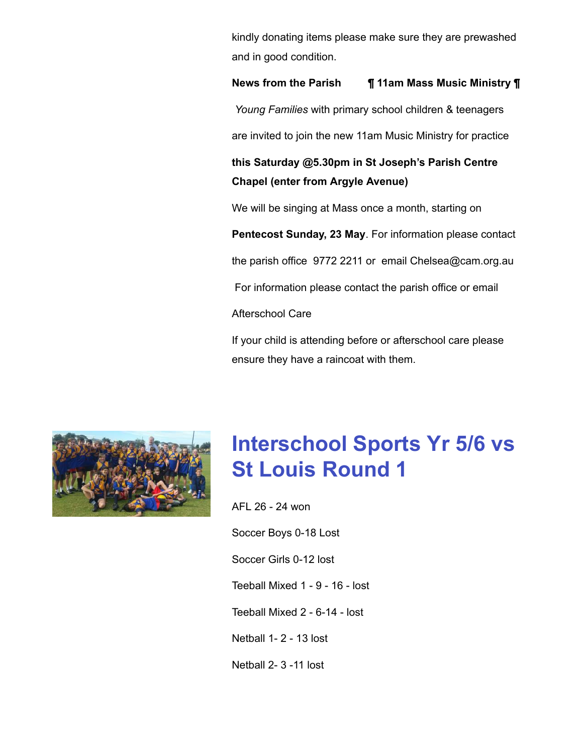kindly donating items please make sure they are prewashed and in good condition.

**News from the Parish** **¶ 11am Mass Music Ministry ¶**

*Young Families* with primary school children & teenagers are invited to join the new 11am Music Ministry for practice

**this Saturday @5.30pm in St Joseph's Parish Centre Chapel (enter from Argyle Avenue)**

We will be singing at Mass once a month, starting on **Pentecost Sunday, 23 May**. For information please contact the parish office 9772 2211 or email Chelsea@cam.org.au

For information please contact the parish office or email

Afterschool Care

If your child is attending before or afterschool care please ensure they have a raincoat with them.

# Interschool Sports Yr 5/6 vs St Louis Round 1

AFL 26 - 24 won

Soccer Boys 0-18 Lost

Soccer Girls 0-12 lost

Teeball Mixed 1 - 9 - 16 - lost

Teeball Mixed 2 - 6-14 - lost

Netball 1- 2 - 13 lost

Netball 2- 3 -11 lost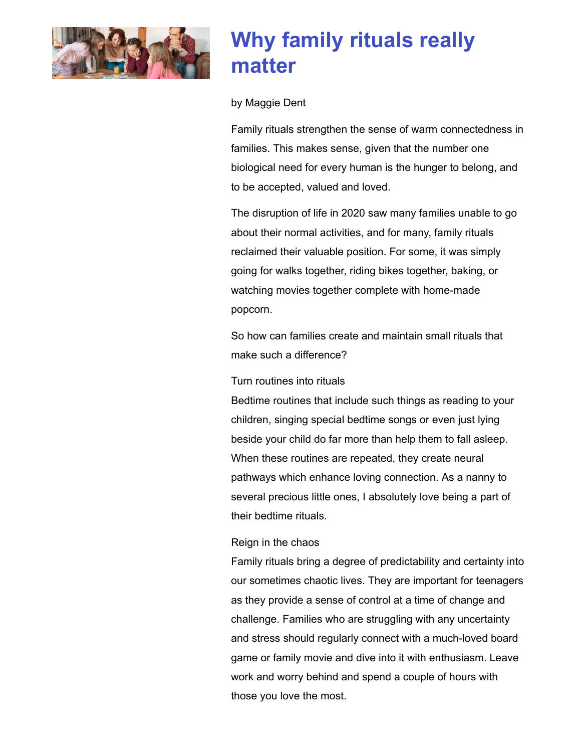# Why family rituals really matter

by Maggie Dent

Family rituals strengthen the sense of warm connectedness in families. This makes sense, given that the number one biological need for every human is the hunger to belong, and to be accepted, valued and loved.

The disruption of life in 2020 saw many families unable to go about their normal activities, and for many, family rituals reclaimed their valuable position. For some, it was simply going for walks together, riding bikes together, baking, or watching movies together complete with home-made popcorn.

So how can families create and maintain small rituals that make such a difference?

Turn routines into rituals
Bedtime routines that include such things as reading to your children, singing special bedtime songs or even just lying beside your child do far more than help them to fall asleep. When these routines are repeated, they create neural pathways which enhance loving connection. As a nanny to several precious little ones, I absolutely love being a part of their bedtime rituals.

Reign in the chaos
Family rituals bring a degree of predictability and certainty into our sometimes chaotic lives. They are important for teenagers as they provide a sense of control at a time of change and challenge. Families who are struggling with any uncertainty and stress should regularly connect with a much-loved board game or family movie and dive into it with enthusiasm. Leave work and worry behind and spend a couple of hours with those you love the most.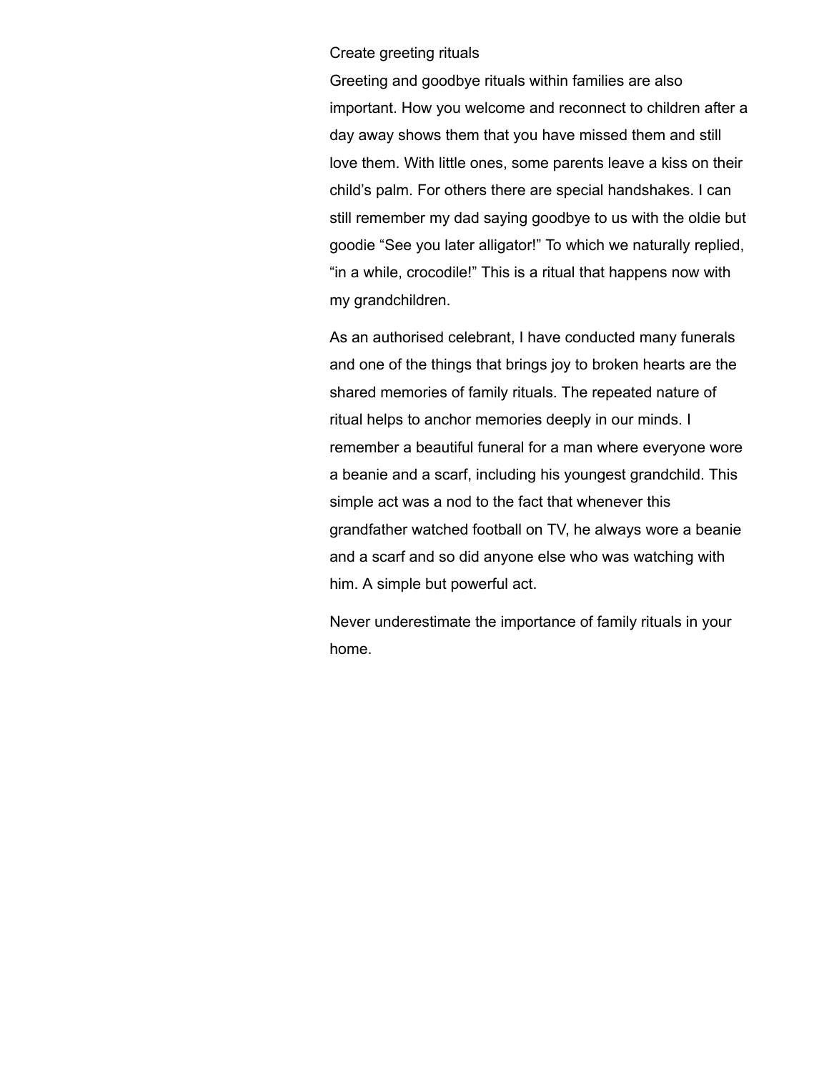## Create greeting rituals

Greeting and goodbye rituals within families are also important. How you welcome and reconnect to children after a day away shows them that you have missed them and still love them. With little ones, some parents leave a kiss on their child's palm. For others there are special handshakes. I can still remember my dad saying goodbye to us with the oldie but goodie "See you later alligator!" To which we naturally replied, "in a while, crocodile!" This is a ritual that happens now with my grandchildren.

As an authorised celebrant, I have conducted many funerals and one of the things that brings joy to broken hearts are the shared memories of family rituals. The repeated nature of ritual helps to anchor memories deeply in our minds. I remember a beautiful funeral for a man where everyone wore a beanie and a scarf, including his youngest grandchild. This simple act was a nod to the fact that whenever this grandfather watched football on TV, he always wore a beanie and a scarf and so did anyone else who was watching with him. A simple but powerful act.

Never underestimate the importance of family rituals in your home.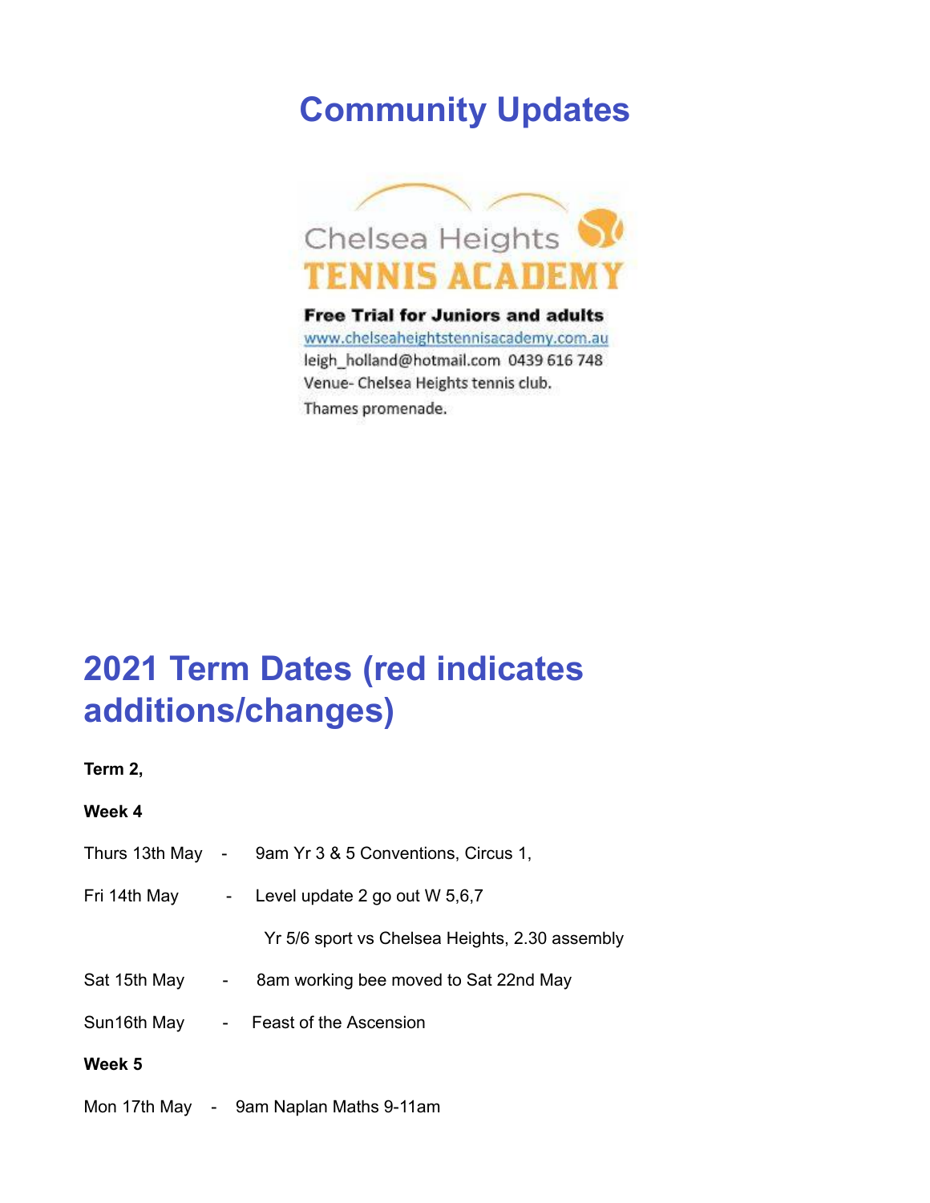# Community Updates

Chelsea Heights

TENNIS ACADEMY

**Free Trial for Juniors and adults**

www.chelseaheightstennisacademy.com.au

leigh_holland@hotmail.com 0439 616 748

Venue- Chelsea Heights tennis club.

Thames promenade.

# 2021 Term Dates (red indicates additions/changes)

**Term 2,**

**Week 4**

Thurs 13th May - 9am Yr 3 & 5 Conventions, Circus 1,

Fri 14th May - Level update 2 go out W 5,6,7

Yr 5/6 sport vs Chelsea Heights, 2.30 assembly

Sat 15th May - 8am working bee moved to Sat 22nd May

Sun16th May - Feast of the Ascension

**Week 5**

Mon 17th May - 9am Naplan Maths 9-11am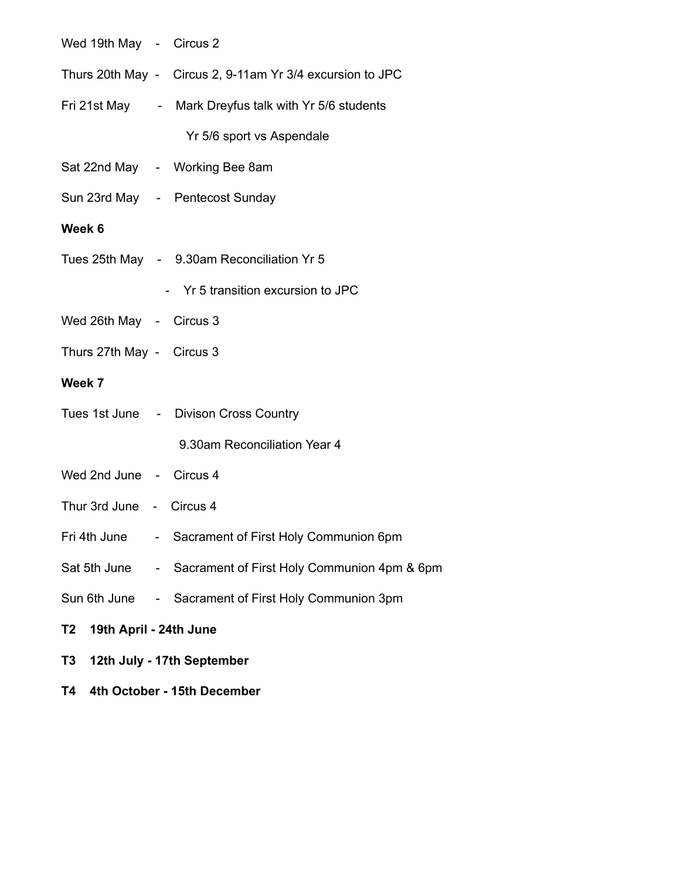Wed 19th May - Circus 2

Thurs 20th May - Circus 2, 9-11am Yr 3/4 excursion to JPC

Fri 21st May - Mark Dreyfus talk with Yr 5/6 students

Yr 5/6 sport vs Aspendale

Sat 22nd May - Working Bee 8am

Sun 23rd May - Pentecost Sunday

**Week 6**

Tues 25th May - 9.30am Reconciliation Yr 5

- Yr 5 transition excursion to JPC

Wed 26th May - Circus 3

Thurs 27th May - Circus 3

**Week 7**

Tues 1st June - Divison Cross Country

9.30am Reconciliation Year 4

Wed 2nd June - Circus 4

Thur 3rd June - Circus 4

Fri 4th June - Sacrament of First Holy Communion 6pm

Sat 5th June - Sacrament of First Holy Communion 4pm & 6pm

Sun 6th June - Sacrament of First Holy Communion 3pm

**T2 19th April - 24th June**

**T3 12th July - 17th September**

**T4 4th October - 15th December**